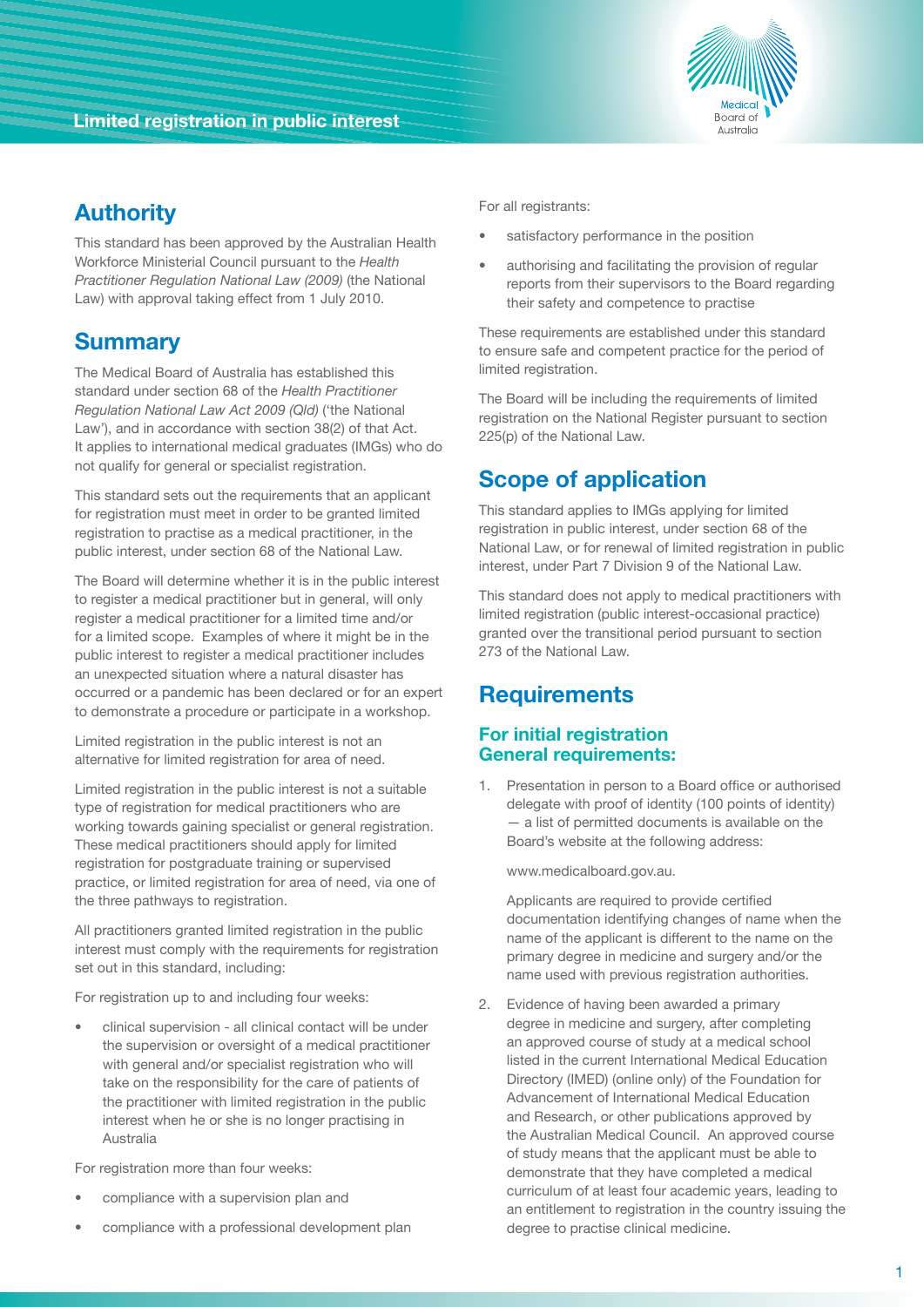# Limited registration in public interest

## Authority

This standard has been approved by the Australian Health Workforce Ministerial Council pursuant to the *Health Practitioner Regulation National Law (2009)* (the National Law) with approval taking effect from 1 July 2010.

## Summary

The Medical Board of Australia has established this standard under section 68 of the *Health Practitioner Regulation National Law Act 2009 (Qld)* ('the National Law'), and in accordance with section 38(2) of that Act. It applies to international medical graduates (IMGs) who do not qualify for general or specialist registration.

This standard sets out the requirements that an applicant for registration must meet in order to be granted limited registration to practise as a medical practitioner, in the public interest, under section 68 of the National Law.

The Board will determine whether it is in the public interest to register a medical practitioner but in general, will only register a medical practitioner for a limited time and/or for a limited scope. Examples of where it might be in the public interest to register a medical practitioner includes an unexpected situation where a natural disaster has occurred or a pandemic has been declared or for an expert to demonstrate a procedure or participate in a workshop.

Limited registration in the public interest is not an alternative for limited registration for area of need.

Limited registration in the public interest is not a suitable type of registration for medical practitioners who are working towards gaining specialist or general registration. These medical practitioners should apply for limited registration for postgraduate training or supervised practice, or limited registration for area of need, via one of the three pathways to registration.

All practitioners granted limited registration in the public interest must comply with the requirements for registration set out in this standard, including:

For registration up to and including four weeks:

- clinical supervision - all clinical contact will be under the supervision or oversight of a medical practitioner with general and/or specialist registration who will take on the responsibility for the care of patients of the practitioner with limited registration in the public interest when he or she is no longer practising in Australia

For registration more than four weeks:

- compliance with a supervision plan and
- compliance with a professional development plan

For all registrants:

- satisfactory performance in the position
- authorising and facilitating the provision of regular reports from their supervisors to the Board regarding their safety and competence to practise

These requirements are established under this standard to ensure safe and competent practice for the period of limited registration.

The Board will be including the requirements of limited registration on the National Register pursuant to section 225(p) of the National Law.

## Scope of application

This standard applies to IMGs applying for limited registration in public interest, under section 68 of the National Law, or for renewal of limited registration in public interest, under Part 7 Division 9 of the National Law.

This standard does not apply to medical practitioners with limited registration (public interest-occasional practice) granted over the transitional period pursuant to section 273 of the National Law.

## Requirements

### For initial registration
### General requirements:

1. Presentation in person to a Board office or authorised delegate with proof of identity (100 points of identity) — a list of permitted documents is available on the Board's website at the following address:

   www.medicalboard.gov.au.

   Applicants are required to provide certified documentation identifying changes of name when the name of the applicant is different to the name on the primary degree in medicine and surgery and/or the name used with previous registration authorities.

2. Evidence of having been awarded a primary degree in medicine and surgery, after completing an approved course of study at a medical school listed in the current International Medical Education Directory (IMED) (online only) of the Foundation for Advancement of International Medical Education and Research, or other publications approved by the Australian Medical Council. An approved course of study means that the applicant must be able to demonstrate that they have completed a medical curriculum of at least four academic years, leading to an entitlement to registration in the country issuing the degree to practise clinical medicine.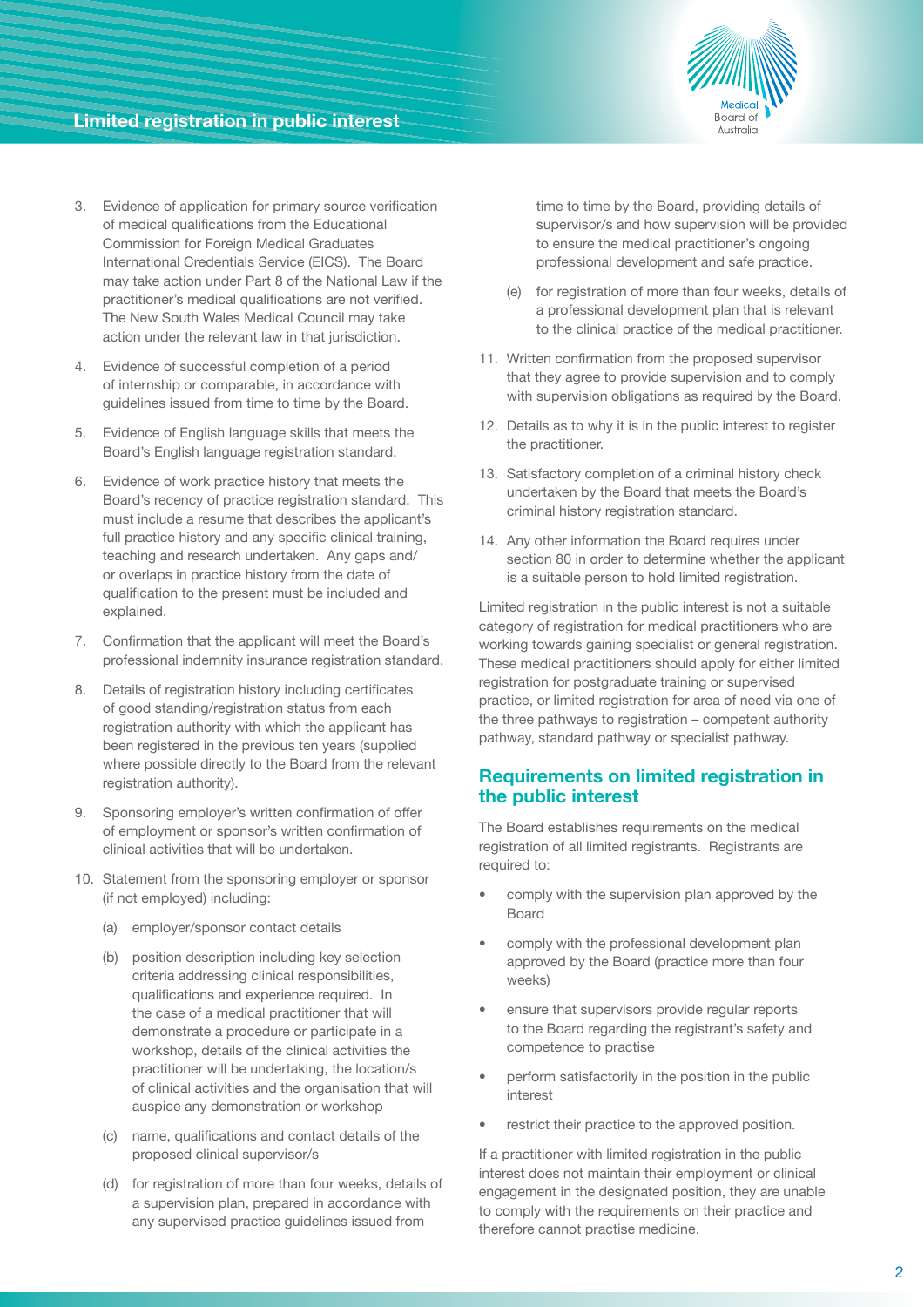3. Evidence of application for primary source verification of medical qualifications from the Educational Commission for Foreign Medical Graduates International Credentials Service (EICS). The Board may take action under Part 8 of the National Law if the practitioner's medical qualifications are not verified. The New South Wales Medical Council may take action under the relevant law in that jurisdiction.
4. Evidence of successful completion of a period of internship or comparable, in accordance with guidelines issued from time to time by the Board.
5. Evidence of English language skills that meets the Board's English language registration standard.
6. Evidence of work practice history that meets the Board's recency of practice registration standard. This must include a resume that describes the applicant's full practice history and any specific clinical training, teaching and research undertaken. Any gaps and/or overlaps in practice history from the date of qualification to the present must be included and explained.
7. Confirmation that the applicant will meet the Board's professional indemnity insurance registration standard.
8. Details of registration history including certificates of good standing/registration status from each registration authority with which the applicant has been registered in the previous ten years (supplied where possible directly to the Board from the relevant registration authority).
9. Sponsoring employer's written confirmation of offer of employment or sponsor's written confirmation of clinical activities that will be undertaken.
10. Statement from the sponsoring employer or sponsor (if not employed) including:
    (a) employer/sponsor contact details
    (b) position description including key selection criteria addressing clinical responsibilities, qualifications and experience required. In the case of a medical practitioner that will demonstrate a procedure or participate in a workshop, details of the clinical activities the practitioner will be undertaking, the location/s of clinical activities and the organisation that will auspice any demonstration or workshop
    (c) name, qualifications and contact details of the proposed clinical supervisor/s
    (d) for registration of more than four weeks, details of a supervision plan, prepared in accordance with any supervised practice guidelines issued from time to time by the Board, providing details of supervisor/s and how supervision will be provided to ensure the medical practitioner's ongoing professional development and safe practice.
    (e) for registration of more than four weeks, details of a professional development plan that is relevant to the clinical practice of the medical practitioner.
11. Written confirmation from the proposed supervisor that they agree to provide supervision and to comply with supervision obligations as required by the Board.
12. Details as to why it is in the public interest to register the practitioner.
13. Satisfactory completion of a criminal history check undertaken by the Board that meets the Board's criminal history registration standard.
14. Any other information the Board requires under section 80 in order to determine whether the applicant is a suitable person to hold limited registration.

Limited registration in the public interest is not a suitable category of registration for medical practitioners who are working towards gaining specialist or general registration. These medical practitioners should apply for either limited registration for postgraduate training or supervised practice, or limited registration for area of need via one of the three pathways to registration – competent authority pathway, standard pathway or specialist pathway.

## Requirements on limited registration in the public interest

The Board establishes requirements on the medical registration of all limited registrants. Registrants are required to:

- comply with the supervision plan approved by the Board
- comply with the professional development plan approved by the Board (practice more than four weeks)
- ensure that supervisors provide regular reports to the Board regarding the registrant's safety and competence to practise
- perform satisfactorily in the position in the public interest
- restrict their practice to the approved position.

If a practitioner with limited registration in the public interest does not maintain their employment or clinical engagement in the designated position, they are unable to comply with the requirements on their practice and therefore cannot practise medicine.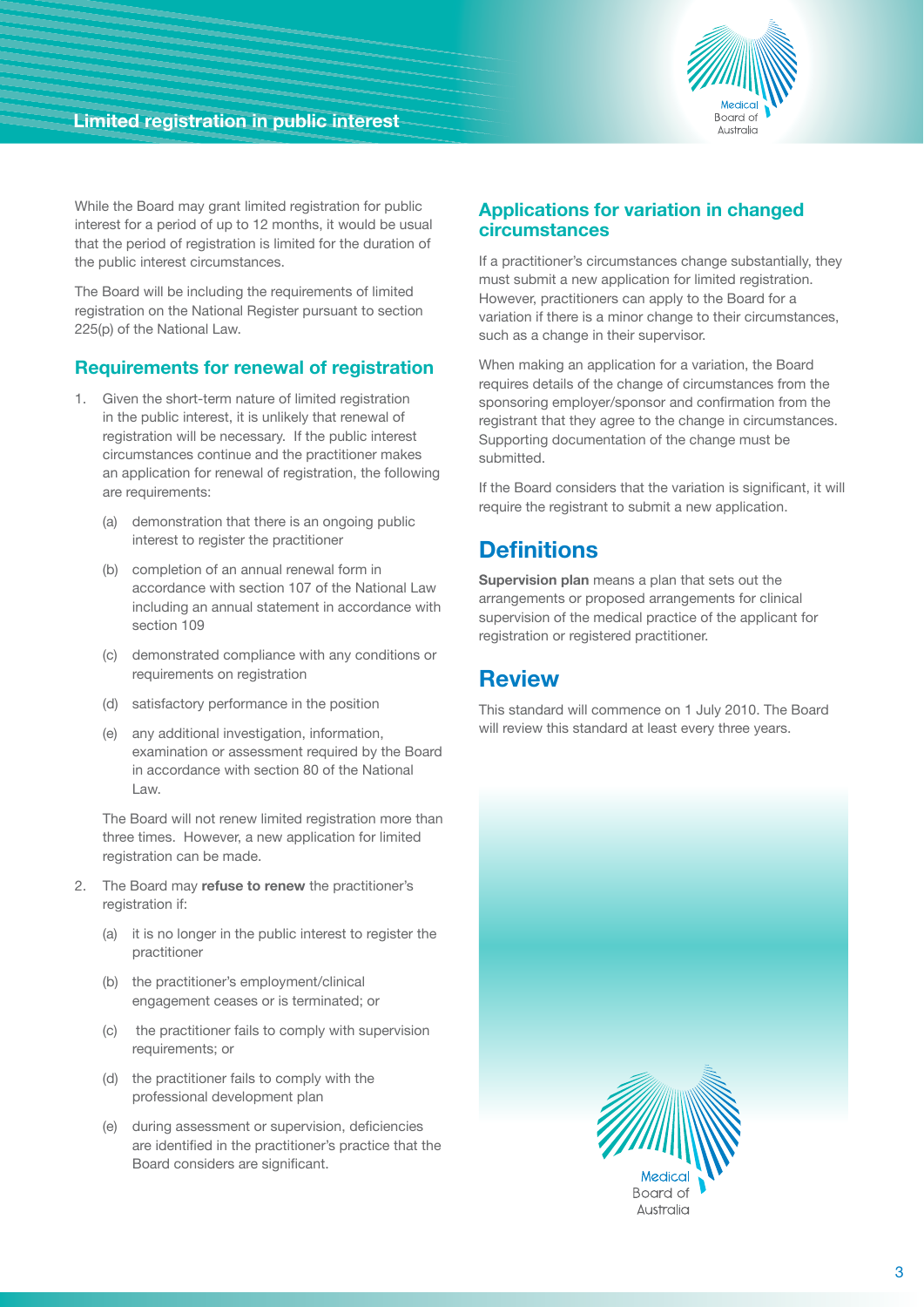While the Board may grant limited registration for public interest for a period of up to 12 months, it would be usual that the period of registration is limited for the duration of the public interest circumstances.

The Board will be including the requirements of limited registration on the National Register pursuant to section 225(p) of the National Law.

## Requirements for renewal of registration

1. Given the short-term nature of limited registration in the public interest, it is unlikely that renewal of registration will be necessary. If the public interest circumstances continue and the practitioner makes an application for renewal of registration, the following are requirements:

   (a) demonstration that there is an ongoing public interest to register the practitioner

   (b) completion of an annual renewal form in accordance with section 107 of the National Law including an annual statement in accordance with section 109

   (c) demonstrated compliance with any conditions or requirements on registration

   (d) satisfactory performance in the position

   (e) any additional investigation, information, examination or assessment required by the Board in accordance with section 80 of the National Law.

   The Board will not renew limited registration more than three times. However, a new application for limited registration can be made.

2. The Board may **refuse to renew** the practitioner's registration if:

   (a) it is no longer in the public interest to register the practitioner

   (b) the practitioner's employment/clinical engagement ceases or is terminated; or

   (c) the practitioner fails to comply with supervision requirements; or

   (d) the practitioner fails to comply with the professional development plan

   (e) during assessment or supervision, deficiencies are identified in the practitioner's practice that the Board considers are significant.

## Applications for variation in changed circumstances

If a practitioner's circumstances change substantially, they must submit a new application for limited registration. However, practitioners can apply to the Board for a variation if there is a minor change to their circumstances, such as a change in their supervisor.

When making an application for a variation, the Board requires details of the change of circumstances from the sponsoring employer/sponsor and confirmation from the registrant that they agree to the change in circumstances. Supporting documentation of the change must be submitted.

If the Board considers that the variation is significant, it will require the registrant to submit a new application.

# Definitions

**Supervision plan** means a plan that sets out the arrangements or proposed arrangements for clinical supervision of the medical practice of the applicant for registration or registered practitioner.

# Review

This standard will commence on 1 July 2010. The Board will review this standard at least every three years.